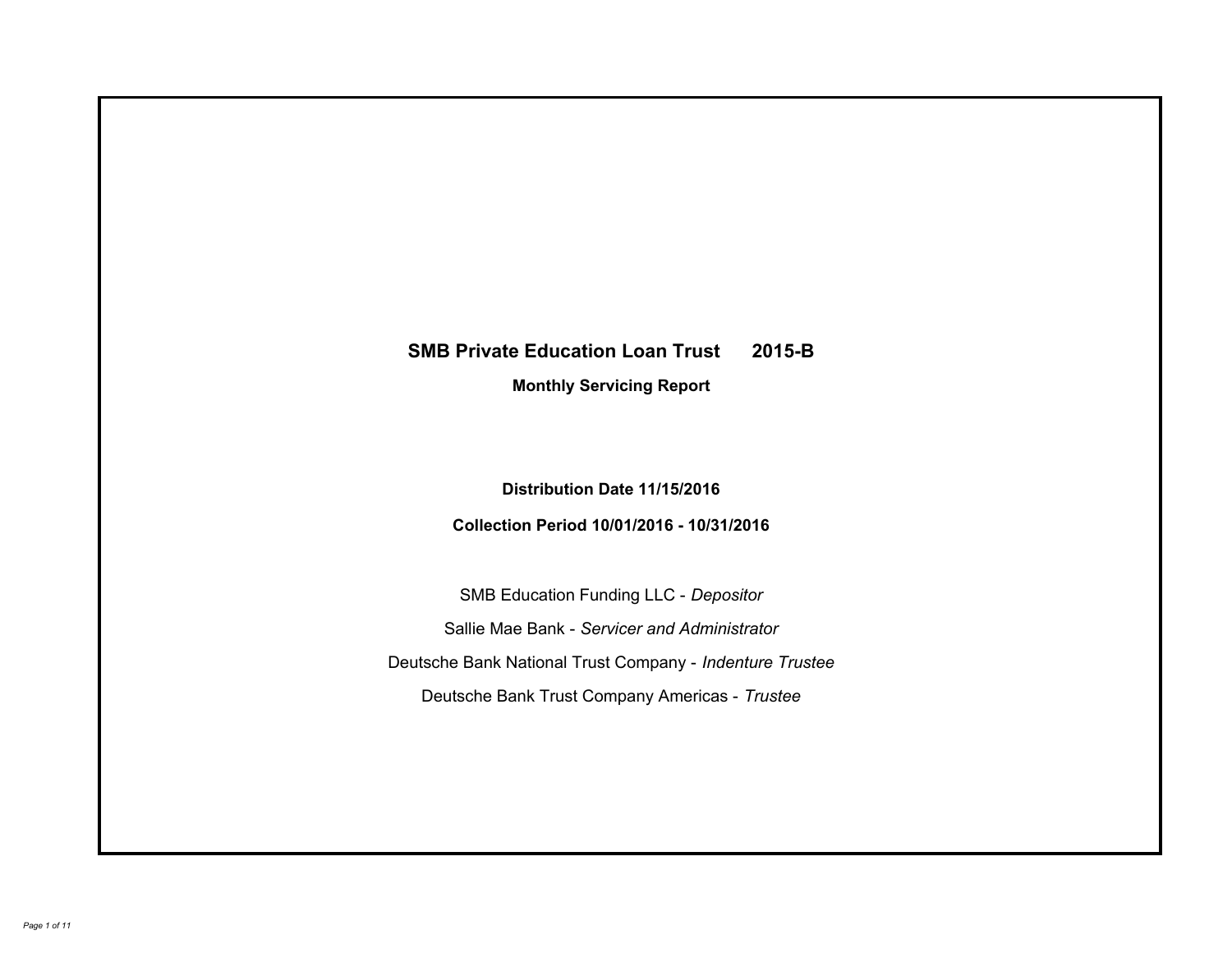# SMB Private Education Loan Trust 2015-B

## Monthly Servicing Report

**Distribution Date 11/15/2016**

**Collection Period 10/01/2016 - 10/31/2016**

SMB Education Funding LLC - *Depositor*

Sallie Mae Bank - *Servicer and Administrator*

Deutsche Bank National Trust Company - *Indenture Trustee*

Deutsche Bank Trust Company Americas - *Trustee*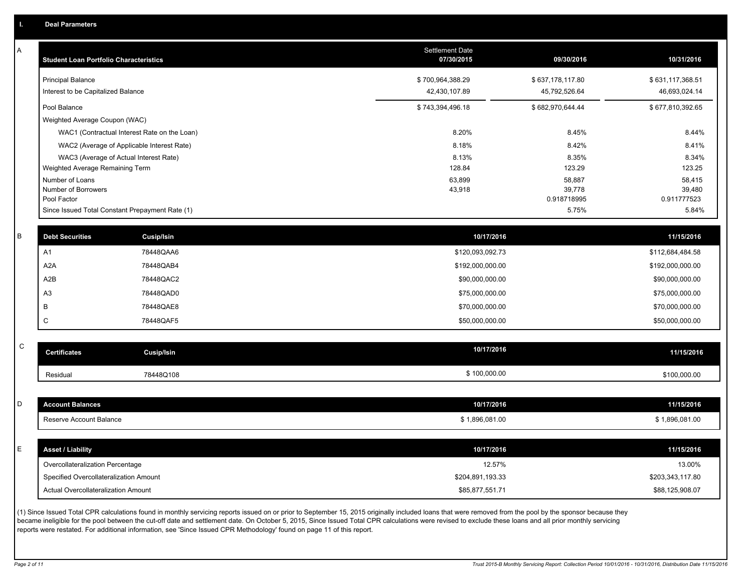## I. Deal Parameters

### A

| Student Loan Portfolio Characteristics | Settlement Date 07/30/2015 | 09/30/2016 | 10/31/2016 |
|---|---|---|---|
| Principal Balance | $ 700,964,388.29 | $ 637,178,117.80 | $ 631,117,368.51 |
| Interest to be Capitalized Balance | 42,430,107.89 | 45,792,526.64 | 46,693,024.14 |
| Pool Balance | $ 743,394,496.18 | $ 682,970,644.44 | $ 677,810,392.65 |
| Weighted Average Coupon (WAC) | | | |
| WAC1 (Contractual Interest Rate on the Loan) | 8.20% | 8.45% | 8.44% |
| WAC2 (Average of Applicable Interest Rate) | 8.18% | 8.42% | 8.41% |
| WAC3 (Average of Actual Interest Rate) | 8.13% | 8.35% | 8.34% |
| Weighted Average Remaining Term | 128.84 | 123.29 | 123.25 |
| Number of Loans | 63,899 | 58,887 | 58,415 |
| Number of Borrowers | 43,918 | 39,778 | 39,480 |
| Pool Factor | | 0.918718995 | 0.911777523 |
| Since Issued Total Constant Prepayment Rate (1) | | 5.75% | 5.84% |

### B

| Debt Securities | Cusip/Isin | 10/17/2016 | 11/15/2016 |
|---|---|---|---|
| A1 | 78448QAA6 | $120,093,092.73 | $112,684,484.58 |
| A2A | 78448QAB4 | $192,000,000.00 | $192,000,000.00 |
| A2B | 78448QAC2 | $90,000,000.00 | $90,000,000.00 |
| A3 | 78448QAD0 | $75,000,000.00 | $75,000,000.00 |
| B | 78448QAE8 | $70,000,000.00 | $70,000,000.00 |
| C | 78448QAF5 | $50,000,000.00 | $50,000,000.00 |

### C

| Certificates | Cusip/Isin | 10/17/2016 | 11/15/2016 |
|---|---|---|---|
| Residual | 78448Q108 | $ 100,000.00 | $100,000.00 |

### D

| Account Balances | 10/17/2016 | 11/15/2016 |
|---|---|---|
| Reserve Account Balance | $ 1,896,081.00 | $ 1,896,081.00 |

### E

| Asset / Liability | 10/17/2016 | 11/15/2016 |
|---|---|---|
| Overcollateralization Percentage | 12.57% | 13.00% |
| Specified Overcollateralization Amount | $204,891,193.33 | $203,343,117.80 |
| Actual Overcollateralization Amount | $85,877,551.71 | $88,125,908.07 |

(1) Since Issued Total CPR calculations found in monthly servicing reports issued on or prior to September 15, 2015 originally included loans that were removed from the pool by the sponsor because they became ineligible for the pool between the cut-off date and settlement date. On October 5, 2015, Since Issued Total CPR calculations were revised to exclude these loans and all prior monthly servicing reports were restated. For additional information, see 'Since Issued CPR Methodology' found on page 11 of this report.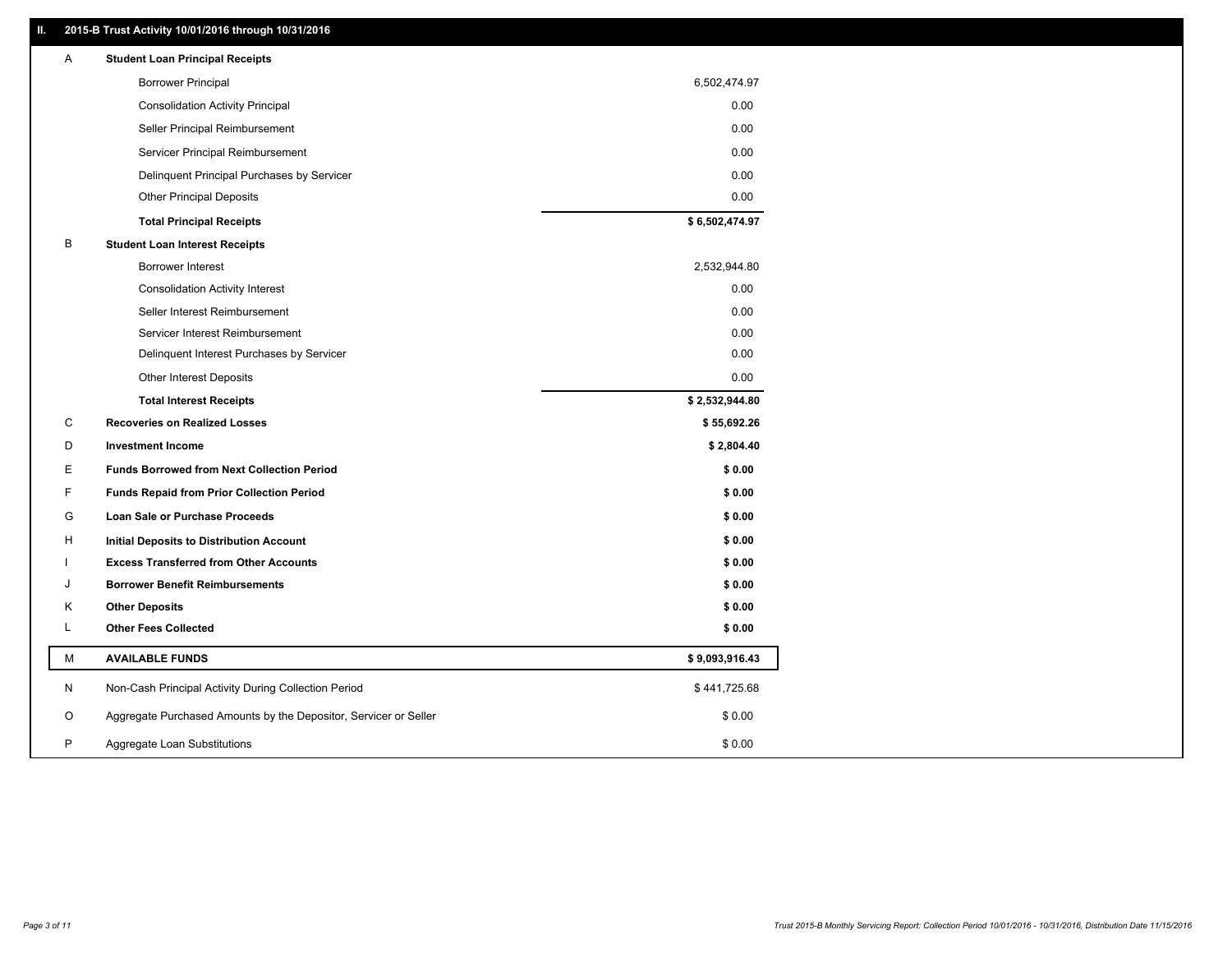## II. 2015-B Trust Activity 10/01/2016 through 10/31/2016

| | | |
|---|---|---|
| A | **Student Loan Principal Receipts** | |
| | Borrower Principal | 6,502,474.97 |
| | Consolidation Activity Principal | 0.00 |
| | Seller Principal Reimbursement | 0.00 |
| | Servicer Principal Reimbursement | 0.00 |
| | Delinquent Principal Purchases by Servicer | 0.00 |
| | Other Principal Deposits | 0.00 |
| | **Total Principal Receipts** | **$ 6,502,474.97** |
| B | **Student Loan Interest Receipts** | |
| | Borrower Interest | 2,532,944.80 |
| | Consolidation Activity Interest | 0.00 |
| | Seller Interest Reimbursement | 0.00 |
| | Servicer Interest Reimbursement | 0.00 |
| | Delinquent Interest Purchases by Servicer | 0.00 |
| | Other Interest Deposits | 0.00 |
| | **Total Interest Receipts** | **$ 2,532,944.80** |
| C | **Recoveries on Realized Losses** | **$ 55,692.26** |
| D | **Investment Income** | **$ 2,804.40** |
| E | **Funds Borrowed from Next Collection Period** | **$ 0.00** |
| F | **Funds Repaid from Prior Collection Period** | **$ 0.00** |
| G | **Loan Sale or Purchase Proceeds** | **$ 0.00** |
| H | **Initial Deposits to Distribution Account** | **$ 0.00** |
| I | **Excess Transferred from Other Accounts** | **$ 0.00** |
| J | **Borrower Benefit Reimbursements** | **$ 0.00** |
| K | **Other Deposits** | **$ 0.00** |
| L | **Other Fees Collected** | **$ 0.00** |
| M | **AVAILABLE FUNDS** | **$ 9,093,916.43** |
| N | Non-Cash Principal Activity During Collection Period | $ 441,725.68 |
| O | Aggregate Purchased Amounts by the Depositor, Servicer or Seller | $ 0.00 |
| P | Aggregate Loan Substitutions | $ 0.00 |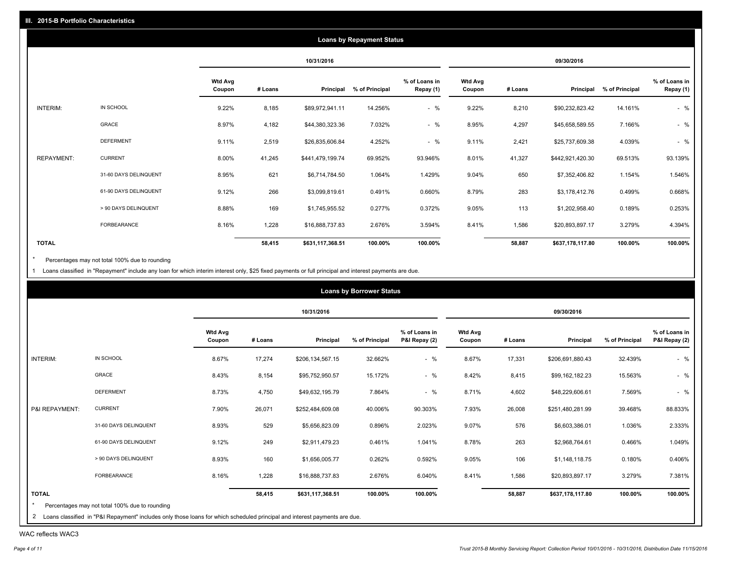## III. 2015-B Portfolio Characteristics

### Loans by Repayment Status

| | | 10/31/2016 | | | | | 09/30/2016 | | | | |
|---|---|---|---|---|---|---|---|---|---|---|---|
| | | Wtd Avg Coupon | # Loans | Principal | % of Principal | % of Loans in Repay (1) | Wtd Avg Coupon | # Loans | Principal | % of Principal | % of Loans in Repay (1) |
| INTERIM: | IN SCHOOL | 9.22% | 8,185 | $89,972,941.11 | 14.256% | - % | 9.22% | 8,210 | $90,232,823.42 | 14.161% | - % |
| | GRACE | 8.97% | 4,182 | $44,380,323.36 | 7.032% | - % | 8.95% | 4,297 | $45,658,589.55 | 7.166% | - % |
| | DEFERMENT | 9.11% | 2,519 | $26,835,606.84 | 4.252% | - % | 9.11% | 2,421 | $25,737,609.38 | 4.039% | - % |
| REPAYMENT: | CURRENT | 8.00% | 41,245 | $441,479,199.74 | 69.952% | 93.946% | 8.01% | 41,327 | $442,921,420.30 | 69.513% | 93.139% |
| | 31-60 DAYS DELINQUENT | 8.95% | 621 | $6,714,784.50 | 1.064% | 1.429% | 9.04% | 650 | $7,352,406.82 | 1.154% | 1.546% |
| | 61-90 DAYS DELINQUENT | 9.12% | 266 | $3,099,819.61 | 0.491% | 0.660% | 8.79% | 283 | $3,178,412.76 | 0.499% | 0.668% |
| | > 90 DAYS DELINQUENT | 8.88% | 169 | $1,745,955.52 | 0.277% | 0.372% | 9.05% | 113 | $1,202,958.40 | 0.189% | 0.253% |
| | FORBEARANCE | 8.16% | 1,228 | $16,888,737.83 | 2.676% | 3.594% | 8.41% | 1,586 | $20,893,897.17 | 3.279% | 4.394% |
| **TOTAL** | | | **58,415** | **$631,117,368.51** | **100.00%** | **100.00%** | | **58,887** | **$637,178,117.80** | **100.00%** | **100.00%** |

* Percentages may not total 100% due to rounding

1 Loans classified in "Repayment" include any loan for which interim interest only, $25 fixed payments or full principal and interest payments are due.

### Loans by Borrower Status

| | | 10/31/2016 | | | | | 09/30/2016 | | | | |
|---|---|---|---|---|---|---|---|---|---|---|---|
| | | Wtd Avg Coupon | # Loans | Principal | % of Principal | % of Loans in P&I Repay (2) | Wtd Avg Coupon | # Loans | Principal | % of Principal | % of Loans in P&I Repay (2) |
| INTERIM: | IN SCHOOL | 8.67% | 17,274 | $206,134,567.15 | 32.662% | - % | 8.67% | 17,331 | $206,691,880.43 | 32.439% | - % |
| | GRACE | 8.43% | 8,154 | $95,752,950.57 | 15.172% | - % | 8.42% | 8,415 | $99,162,182.23 | 15.563% | - % |
| | DEFERMENT | 8.73% | 4,750 | $49,632,195.79 | 7.864% | - % | 8.71% | 4,602 | $48,229,606.61 | 7.569% | - % |
| P&I REPAYMENT: | CURRENT | 7.90% | 26,071 | $252,484,609.08 | 40.006% | 90.303% | 7.93% | 26,008 | $251,480,281.99 | 39.468% | 88.833% |
| | 31-60 DAYS DELINQUENT | 8.93% | 529 | $5,656,823.09 | 0.896% | 2.023% | 9.07% | 576 | $6,603,386.01 | 1.036% | 2.333% |
| | 61-90 DAYS DELINQUENT | 9.12% | 249 | $2,911,479.23 | 0.461% | 1.041% | 8.78% | 263 | $2,968,764.61 | 0.466% | 1.049% |
| | > 90 DAYS DELINQUENT | 8.93% | 160 | $1,656,005.77 | 0.262% | 0.592% | 9.05% | 106 | $1,148,118.75 | 0.180% | 0.406% |
| | FORBEARANCE | 8.16% | 1,228 | $16,888,737.83 | 2.676% | 6.040% | 8.41% | 1,586 | $20,893,897.17 | 3.279% | 7.381% |
| **TOTAL** | | | **58,415** | **$631,117,368.51** | **100.00%** | **100.00%** | | **58,887** | **$637,178,117.80** | **100.00%** | **100.00%** |

* Percentages may not total 100% due to rounding

2 Loans classified in "P&I Repayment" includes only those loans for which scheduled principal and interest payments are due.

WAC reflects WAC3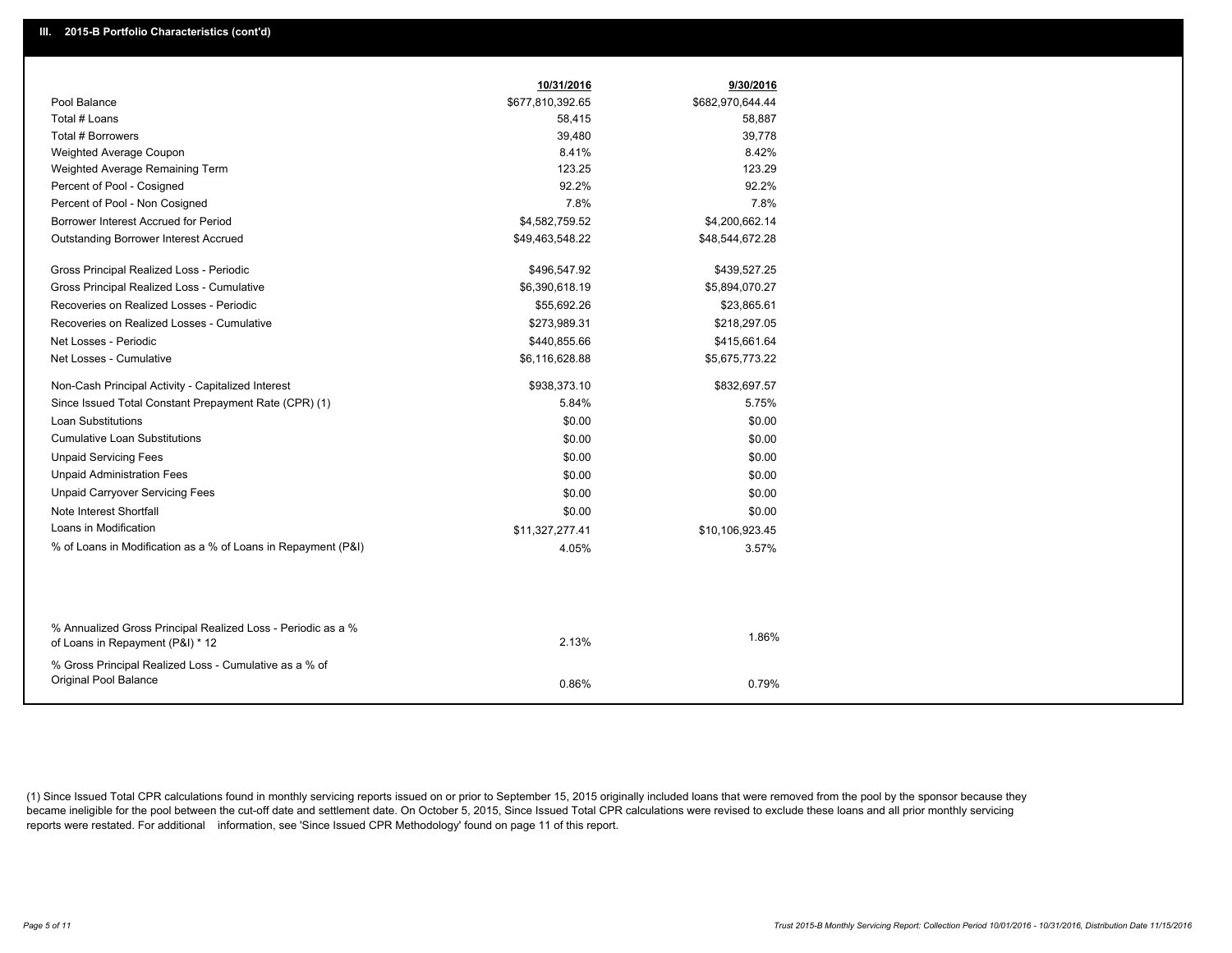## III. 2015-B Portfolio Characteristics (cont'd)

| | 10/31/2016 | 9/30/2016 |
|---|---|---|
| Pool Balance | $677,810,392.65 | $682,970,644.44 |
| Total # Loans | 58,415 | 58,887 |
| Total # Borrowers | 39,480 | 39,778 |
| Weighted Average Coupon | 8.41% | 8.42% |
| Weighted Average Remaining Term | 123.25 | 123.29 |
| Percent of Pool - Cosigned | 92.2% | 92.2% |
| Percent of Pool - Non Cosigned | 7.8% | 7.8% |
| Borrower Interest Accrued for Period | $4,582,759.52 | $4,200,662.14 |
| Outstanding Borrower Interest Accrued | $49,463,548.22 | $48,544,672.28 |
| Gross Principal Realized Loss - Periodic | $496,547.92 | $439,527.25 |
| Gross Principal Realized Loss - Cumulative | $6,390,618.19 | $5,894,070.27 |
| Recoveries on Realized Losses - Periodic | $55,692.26 | $23,865.61 |
| Recoveries on Realized Losses - Cumulative | $273,989.31 | $218,297.05 |
| Net Losses - Periodic | $440,855.66 | $415,661.64 |
| Net Losses - Cumulative | $6,116,628.88 | $5,675,773.22 |
| Non-Cash Principal Activity - Capitalized Interest | $938,373.10 | $832,697.57 |
| Since Issued Total Constant Prepayment Rate (CPR) (1) | 5.84% | 5.75% |
| Loan Substitutions | $0.00 | $0.00 |
| Cumulative Loan Substitutions | $0.00 | $0.00 |
| Unpaid Servicing Fees | $0.00 | $0.00 |
| Unpaid Administration Fees | $0.00 | $0.00 |
| Unpaid Carryover Servicing Fees | $0.00 | $0.00 |
| Note Interest Shortfall | $0.00 | $0.00 |
| Loans in Modification | $11,327,277.41 | $10,106,923.45 |
| % of Loans in Modification as a % of Loans in Repayment (P&I) | 4.05% | 3.57% |
| % Annualized Gross Principal Realized Loss - Periodic as a % of Loans in Repayment (P&I) * 12 | 2.13% | 1.86% |
| % Gross Principal Realized Loss - Cumulative as a % of Original Pool Balance | 0.86% | 0.79% |

(1) Since Issued Total CPR calculations found in monthly servicing reports issued on or prior to September 15, 2015 originally included loans that were removed from the pool by the sponsor because they became ineligible for the pool between the cut-off date and settlement date. On October 5, 2015, Since Issued Total CPR calculations were revised to exclude these loans and all prior monthly servicing reports were restated. For additional information, see 'Since Issued CPR Methodology' found on page 11 of this report.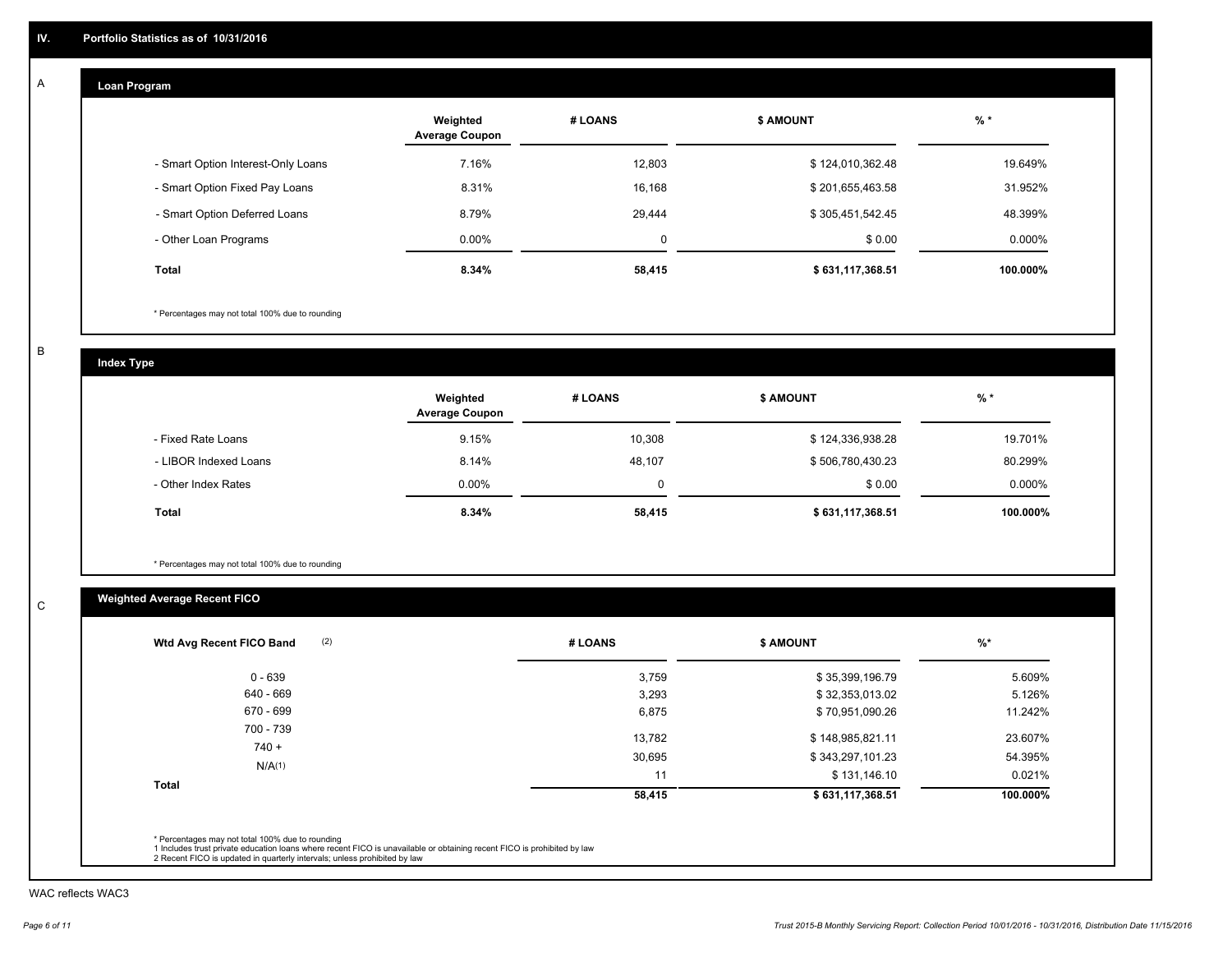## IV. Portfolio Statistics as of 10/31/2016

### A Loan Program

| | Weighted Average Coupon | # LOANS | $ AMOUNT | % * |
|---|---|---|---|---|
| - Smart Option Interest-Only Loans | 7.16% | 12,803 | $ 124,010,362.48 | 19.649% |
| - Smart Option Fixed Pay Loans | 8.31% | 16,168 | $ 201,655,463.58 | 31.952% |
| - Smart Option Deferred Loans | 8.79% | 29,444 | $ 305,451,542.45 | 48.399% |
| - Other Loan Programs | 0.00% | 0 | $ 0.00 | 0.000% |
| **Total** | **8.34%** | **58,415** | **$ 631,117,368.51** | **100.000%** |

* Percentages may not total 100% due to rounding

### B Index Type

| | Weighted Average Coupon | # LOANS | $ AMOUNT | % * |
|---|---|---|---|---|
| - Fixed Rate Loans | 9.15% | 10,308 | $ 124,336,938.28 | 19.701% |
| - LIBOR Indexed Loans | 8.14% | 48,107 | $ 506,780,430.23 | 80.299% |
| - Other Index Rates | 0.00% | 0 | $ 0.00 | 0.000% |
| **Total** | **8.34%** | **58,415** | **$ 631,117,368.51** | **100.000%** |

* Percentages may not total 100% due to rounding

### C Weighted Average Recent FICO

| Wtd Avg Recent FICO Band (2) | # LOANS | $ AMOUNT | %* |
|---|---|---|---|
| 0 - 639 | 3,759 | $ 35,399,196.79 | 5.609% |
| 640 - 669 | 3,293 | $ 32,353,013.02 | 5.126% |
| 670 - 699 | 6,875 | $ 70,951,090.26 | 11.242% |
| 700 - 739 | 13,782 | $ 148,985,821.11 | 23.607% |
| 740 + | 30,695 | $ 343,297,101.23 | 54.395% |
| N/A(1) | 11 | $ 131,146.10 | 0.021% |
| **Total** | **58,415** | **$ 631,117,368.51** | **100.000%** |

* Percentages may not total 100% due to rounding
1 Includes trust private education loans where recent FICO is unavailable or obtaining recent FICO is prohibited by law
2 Recent FICO is updated in quarterly intervals; unless prohibited by law

WAC reflects WAC3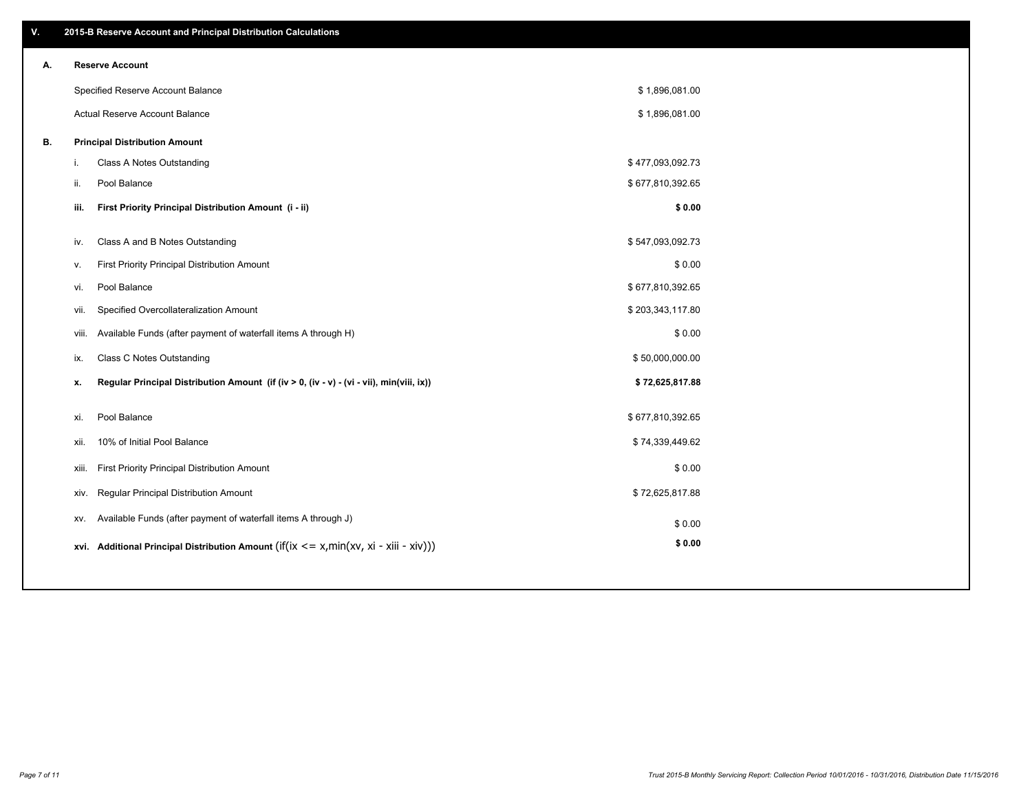## V. 2015-B Reserve Account and Principal Distribution Calculations

| | | | |
|---|---|---|---|
| **A.** | **Reserve Account** | | |
| | Specified Reserve Account Balance | | $ 1,896,081.00 |
| | Actual Reserve Account Balance | | $ 1,896,081.00 |
| **B.** | **Principal Distribution Amount** | | |
| | i. | Class A Notes Outstanding | $ 477,093,092.73 |
| | ii. | Pool Balance | $ 677,810,392.65 |
| | **iii.** | **First Priority Principal Distribution Amount (i - ii)** | **$ 0.00** |
| | iv. | Class A and B Notes Outstanding | $ 547,093,092.73 |
| | v. | First Priority Principal Distribution Amount | $ 0.00 |
| | vi. | Pool Balance | $ 677,810,392.65 |
| | vii. | Specified Overcollateralization Amount | $ 203,343,117.80 |
| | viii. | Available Funds (after payment of waterfall items A through H) | $ 0.00 |
| | ix. | Class C Notes Outstanding | $ 50,000,000.00 |
| | **x.** | **Regular Principal Distribution Amount (if (iv > 0, (iv - v) - (vi - vii), min(viii, ix))** | **$ 72,625,817.88** |
| | xi. | Pool Balance | $ 677,810,392.65 |
| | xii. | 10% of Initial Pool Balance | $ 74,339,449.62 |
| | xiii. | First Priority Principal Distribution Amount | $ 0.00 |
| | xiv. | Regular Principal Distribution Amount | $ 72,625,817.88 |
| | xv. | Available Funds (after payment of waterfall items A through J) | $ 0.00 |
| | **xvi.** | **Additional Principal Distribution Amount** (if(ix <= x,min(xv, xi - xiii - xiv))) | **$ 0.00** |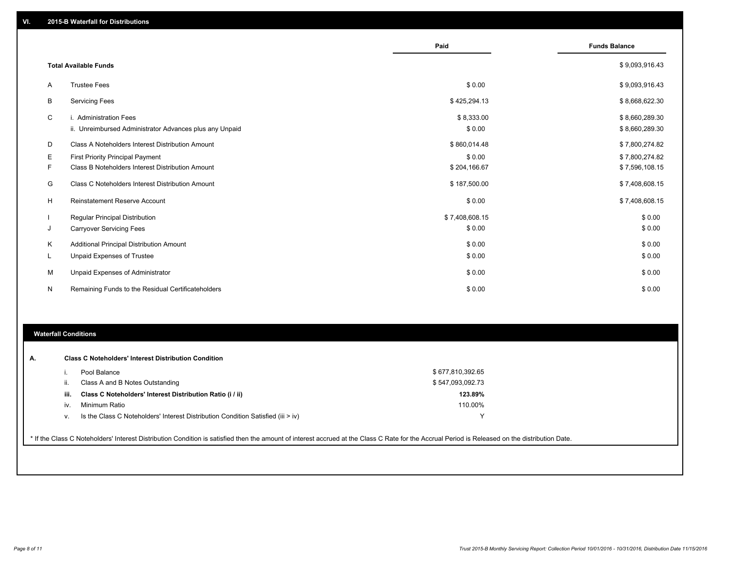## VI. 2015-B Waterfall for Distributions

| | | Paid | Funds Balance |
|---|---|---|---|
| | **Total Available Funds** | | $ 9,093,916.43 |
| A | Trustee Fees | $ 0.00 | $ 9,093,916.43 |
| B | Servicing Fees | $ 425,294.13 | $ 8,668,622.30 |
| C | i. Administration Fees | $ 8,333.00 | $ 8,660,289.30 |
| | ii. Unreimbursed Administrator Advances plus any Unpaid | $ 0.00 | $ 8,660,289.30 |
| D | Class A Noteholders Interest Distribution Amount | $ 860,014.48 | $ 7,800,274.82 |
| E | First Priority Principal Payment | $ 0.00 | $ 7,800,274.82 |
| F | Class B Noteholders Interest Distribution Amount | $ 204,166.67 | $ 7,596,108.15 |
| G | Class C Noteholders Interest Distribution Amount | $ 187,500.00 | $ 7,408,608.15 |
| H | Reinstatement Reserve Account | $ 0.00 | $ 7,408,608.15 |
| I | Regular Principal Distribution | $ 7,408,608.15 | $ 0.00 |
| J | Carryover Servicing Fees | $ 0.00 | $ 0.00 |
| K | Additional Principal Distribution Amount | $ 0.00 | $ 0.00 |
| L | Unpaid Expenses of Trustee | $ 0.00 | $ 0.00 |
| M | Unpaid Expenses of Administrator | $ 0.00 | $ 0.00 |
| N | Remaining Funds to the Residual Certificateholders | $ 0.00 | $ 0.00 |

## Waterfall Conditions

**A. Class C Noteholders' Interest Distribution Condition**

| | | |
|---|---|---|
| i. | Pool Balance | $ 677,810,392.65 |
| ii. | Class A and B Notes Outstanding | $ 547,093,092.73 |
| **iii.** | **Class C Noteholders' Interest Distribution Ratio (i / ii)** | **123.89%** |
| iv. | Minimum Ratio | 110.00% |
| v. | Is the Class C Noteholders' Interest Distribution Condition Satisfied (iii > iv) | Y |

* If the Class C Noteholders' Interest Distribution Condition is satisfied then the amount of interest accrued at the Class C Rate for the Accrual Period is Released on the distribution Date.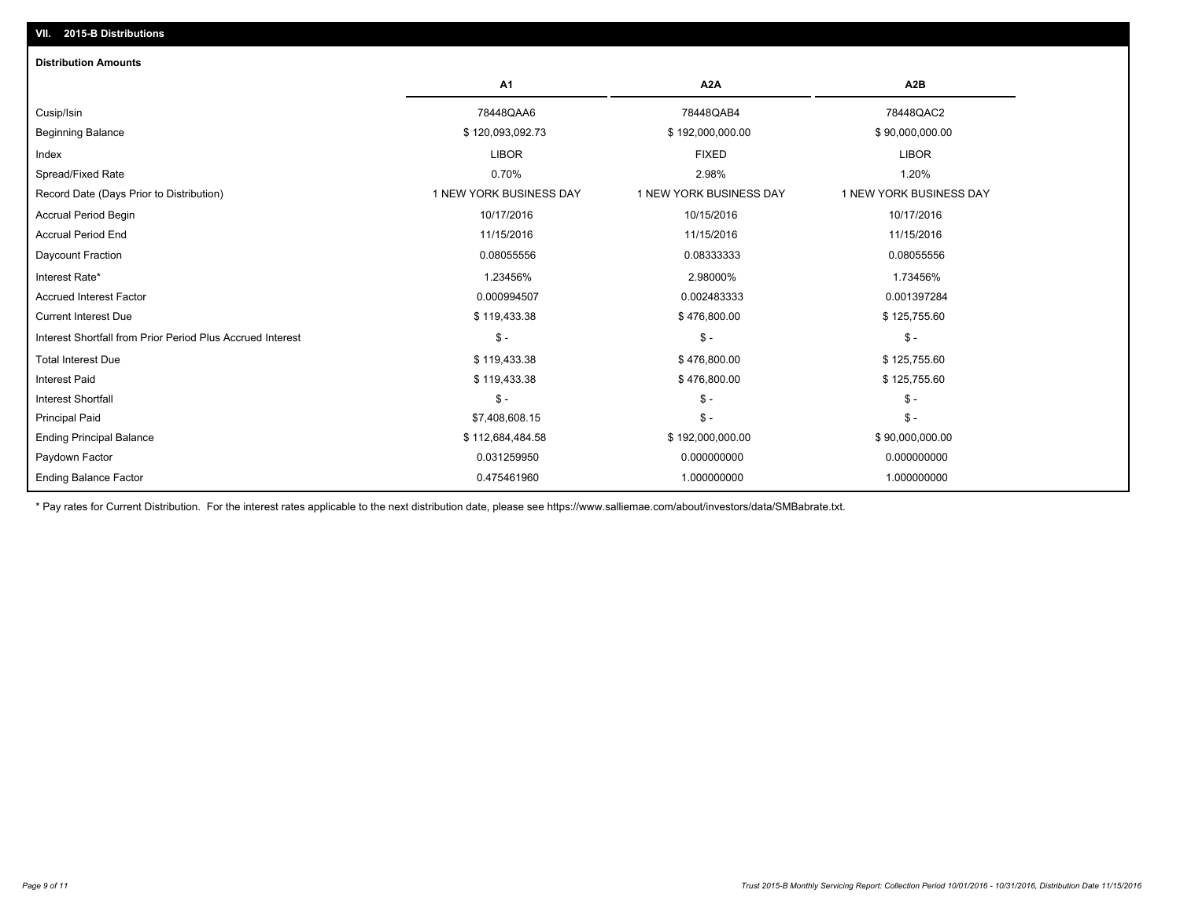## VII. 2015-B Distributions

### Distribution Amounts

| | A1 | A2A | A2B |
|---|---|---|---|
| Cusip/Isin | 78448QAA6 | 78448QAB4 | 78448QAC2 |
| Beginning Balance | $ 120,093,092.73 | $ 192,000,000.00 | $ 90,000,000.00 |
| Index | LIBOR | FIXED | LIBOR |
| Spread/Fixed Rate | 0.70% | 2.98% | 1.20% |
| Record Date (Days Prior to Distribution) | 1 NEW YORK BUSINESS DAY | 1 NEW YORK BUSINESS DAY | 1 NEW YORK BUSINESS DAY |
| Accrual Period Begin | 10/17/2016 | 10/15/2016 | 10/17/2016 |
| Accrual Period End | 11/15/2016 | 11/15/2016 | 11/15/2016 |
| Daycount Fraction | 0.08055556 | 0.08333333 | 0.08055556 |
| Interest Rate* | 1.23456% | 2.98000% | 1.73456% |
| Accrued Interest Factor | 0.000994507 | 0.002483333 | 0.001397284 |
| Current Interest Due | $ 119,433.38 | $ 476,800.00 | $ 125,755.60 |
| Interest Shortfall from Prior Period Plus Accrued Interest | $ - | $ - | $ - |
| Total Interest Due | $ 119,433.38 | $ 476,800.00 | $ 125,755.60 |
| Interest Paid | $ 119,433.38 | $ 476,800.00 | $ 125,755.60 |
| Interest Shortfall | $ - | $ - | $ - |
| Principal Paid | $7,408,608.15 | $ - | $ - |
| Ending Principal Balance | $ 112,684,484.58 | $ 192,000,000.00 | $ 90,000,000.00 |
| Paydown Factor | 0.031259950 | 0.000000000 | 0.000000000 |
| Ending Balance Factor | 0.475461960 | 1.000000000 | 1.000000000 |

* Pay rates for Current Distribution. For the interest rates applicable to the next distribution date, please see https://www.salliemae.com/about/investors/data/SMBabrate.txt.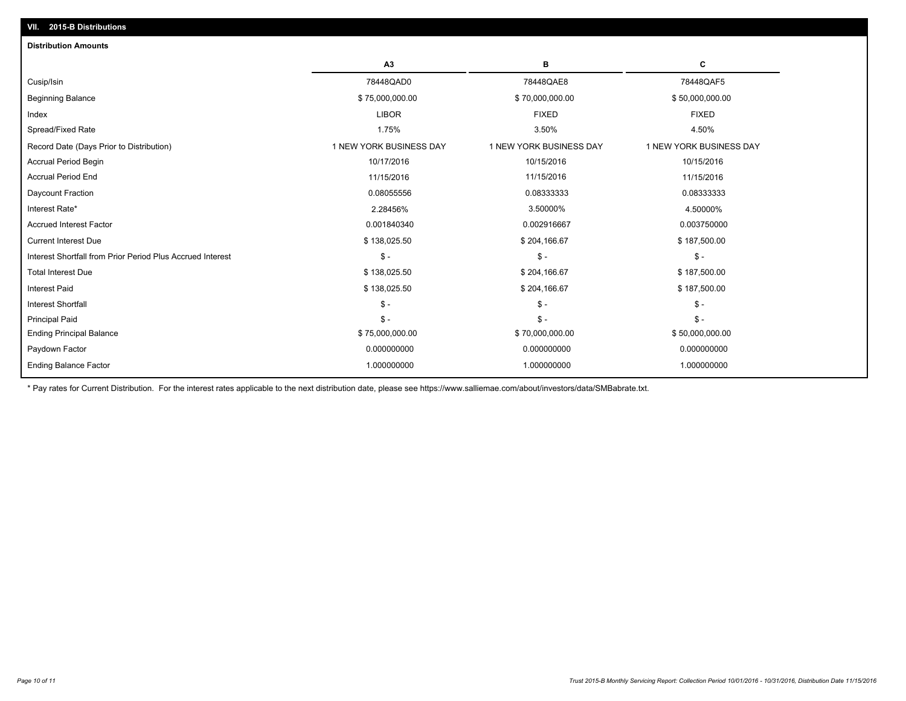## VII. 2015-B Distributions

### Distribution Amounts

| | A3 | B | C |
|---|---|---|---|
| Cusip/Isin | 78448QAD0 | 78448QAE8 | 78448QAF5 |
| Beginning Balance | $ 75,000,000.00 | $ 70,000,000.00 | $ 50,000,000.00 |
| Index | LIBOR | FIXED | FIXED |
| Spread/Fixed Rate | 1.75% | 3.50% | 4.50% |
| Record Date (Days Prior to Distribution) | 1 NEW YORK BUSINESS DAY | 1 NEW YORK BUSINESS DAY | 1 NEW YORK BUSINESS DAY |
| Accrual Period Begin | 10/17/2016 | 10/15/2016 | 10/15/2016 |
| Accrual Period End | 11/15/2016 | 11/15/2016 | 11/15/2016 |
| Daycount Fraction | 0.08055556 | 0.08333333 | 0.08333333 |
| Interest Rate* | 2.28456% | 3.50000% | 4.50000% |
| Accrued Interest Factor | 0.001840340 | 0.002916667 | 0.003750000 |
| Current Interest Due | $ 138,025.50 | $ 204,166.67 | $ 187,500.00 |
| Interest Shortfall from Prior Period Plus Accrued Interest | $ - | $ - | $ - |
| Total Interest Due | $ 138,025.50 | $ 204,166.67 | $ 187,500.00 |
| Interest Paid | $ 138,025.50 | $ 204,166.67 | $ 187,500.00 |
| Interest Shortfall | $ - | $ - | $ - |
| Principal Paid | $ - | $ - | $ - |
| Ending Principal Balance | $ 75,000,000.00 | $ 70,000,000.00 | $ 50,000,000.00 |
| Paydown Factor | 0.000000000 | 0.000000000 | 0.000000000 |
| Ending Balance Factor | 1.000000000 | 1.000000000 | 1.000000000 |

* Pay rates for Current Distribution. For the interest rates applicable to the next distribution date, please see https://www.salliemae.com/about/investors/data/SMBabrate.txt.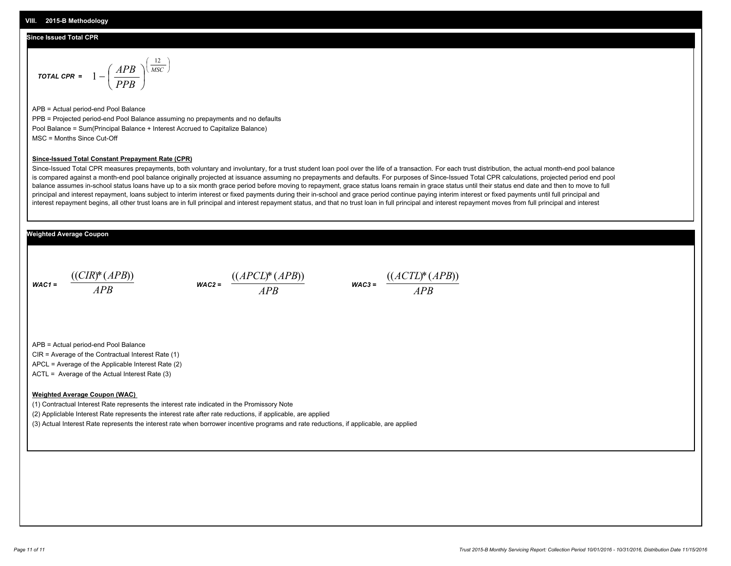## VIII. 2015-B Methodology

### Since Issued Total CPR

$$\textbf{TOTAL CPR} = 1 - \left( \frac{APB}{PPB} \right)^{\left( \frac{12}{MSC} \right)}$$

APB = Actual period-end Pool Balance

PPB = Projected period-end Pool Balance assuming no prepayments and no defaults

Pool Balance = Sum(Principal Balance + Interest Accrued to Capitalize Balance)

MSC = Months Since Cut-Off

**Since-Issued Total Constant Prepayment Rate (CPR)**

Since-Issued Total CPR measures prepayments, both voluntary and involuntary, for a trust student loan pool over the life of a transaction. For each trust distribution, the actual month-end pool balance is compared against a month-end pool balance originally projected at issuance assuming no prepayments and defaults. For purposes of Since-Issued Total CPR calculations, projected period end pool balance assumes in-school status loans have up to a six month grace period before moving to repayment, grace status loans remain in grace status until their status end date and then to move to full principal and interest repayment, loans subject to interim interest or fixed payments during their in-school and grace period continue paying interim interest or fixed payments until full principal and interest repayment begins, all other trust loans are in full principal and interest repayment status, and that no trust loan in full principal and interest repayment moves from full principal and interest

### Weighted Average Coupon

$$\textbf{WAC1} = \frac{((CIR) * (APB))}{APB} \qquad \textbf{WAC2} = \frac{((APCL) * (APB))}{APB} \qquad \textbf{WAC3} = \frac{((ACTL) * (APB))}{APB}$$

APB = Actual period-end Pool Balance

CIR = Average of the Contractual Interest Rate (1)

APCL = Average of the Applicable Interest Rate (2)

ACTL = Average of the Actual Interest Rate (3)

**Weighted Average Coupon (WAC)**

(1) Contractual Interest Rate represents the interest rate indicated in the Promissory Note

(2) Appliclable Interest Rate represents the interest rate after rate reductions, if applicable, are applied

(3) Actual Interest Rate represents the interest rate when borrower incentive programs and rate reductions, if applicable, are applied